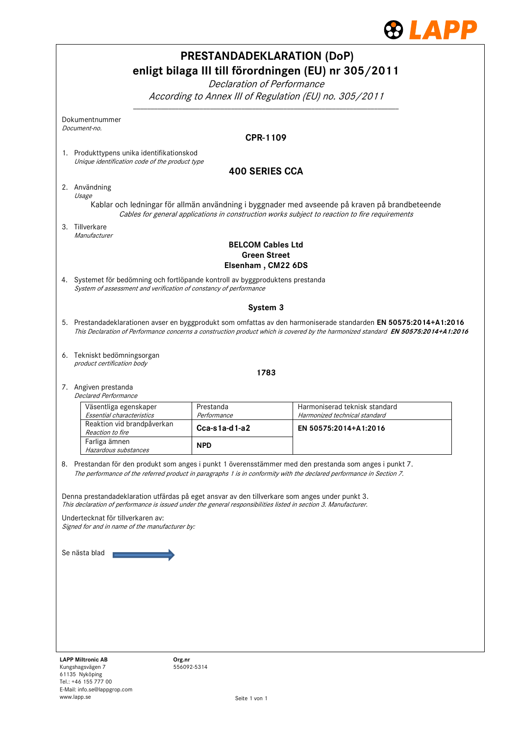# PRESTANDADEKLARATION (DoP)
## enligt bilaga III till förordningen (EU) nr 305/2011

*Declaration of Performance*
*According to Annex III of Regulation (EU) no. 305/2011*

---

Dokumentnummer
*Document-no.*

**CPR-1109**

1. Produkttypens unika identifikationskod
   *Unique identification code of the product type*

   **400 SERIES CCA**

2. Användning
   *Usage*

   Kablar och ledningar för allmän användning i byggnader med avseende på kraven på brandbeteende
   *Cables for general applications in construction works subject to reaction to fire requirements*

3. Tillverkare
   *Manufacturer*

   **BELCOM Cables Ltd**
   **Green Street**
   **Elsenham , CM22 6DS**

4. Systemet för bedömning och fortlöpande kontroll av byggproduktens prestanda
   *System of assessment and verification of constancy of performance*

   **System 3**

5. Prestandadeklarationen avser en byggprodukt som omfattas av den harmoniserade standarden **EN 50575:2014+A1:2016**
   *This Declaration of Performance concerns a construction product which is covered by the harmonized standard **EN 50575:2014+A1:2016***

6. Tekniskt bedömningsorgan
   *product certification body*

   **1783**

7. Angiven prestanda
   *Declared Performance*

| Väsentliga egenskaper *Essential characteristics* | Prestanda *Performance* | Harmoniserad teknisk standard *Harmonized technical standard* |
|---|---|---|
| Reaktion vid brandpåverkan *Reaction to fire* | **Cca-s1a-d1-a2** | **EN 50575:2014+A1:2016** |
| Farliga ämnen *Hazardous substances* | **NPD** | |

8. Prestandan för den produkt som anges i punkt 1 överensstämmer med den prestanda som anges i punkt 7.
   *The performance of the referred product in paragraphs 1 is in conformity with the declared performance in Section 7.*

Denna prestandadeklaration utfärdas på eget ansvar av den tillverkare som anges under punkt 3.
*This declaration of performance is issued under the general responsibilities listed in section 3. Manufacturer.*

Undertecknat för tillverkaren av:
*Signed for and in name of the manufacturer by:*

Se nästa blad →

**LAPP Miltronic AB**
Kungshagsvägen 7
61135 Nyköping
Tel.: +46 155 777 00
E-Mail: info.se@lappgrop.com
www.lapp.se

**Org.nr**
556092-5314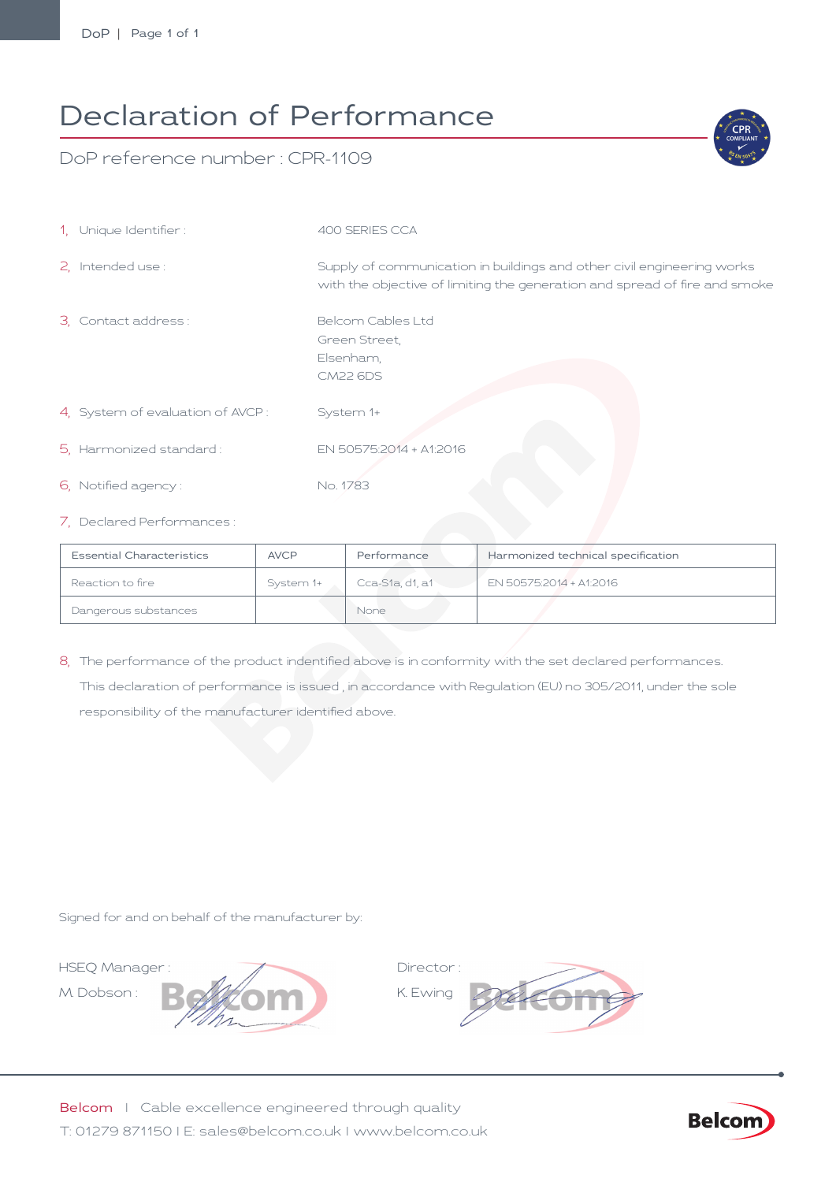# Declaration of Performance

## DoP reference number : CPR-1109

1. Unique Identifier : 400 SERIES CCA
2. Intended use : Supply of communication in buildings and other civil engineering works with the objective of limiting the generation and spread of fire and smoke
3. Contact address : Belcom Cables Ltd
   Green Street,
   Elsenham,
   CM22 6DS
4. System of evaluation of AVCP : System 1+
5. Harmonized standard : EN 50575:2014 + A1:2016
6. Notified agency : No. 1783
7. Declared Performances :

| Essential Characteristics | AVCP | Performance | Harmonized technical specification |
|---|---|---|---|
| Reaction to fire | System 1+ | Cca-S1a, d1, a1 | EN 50575:2014 + A1:2016 |
| Dangerous substances | | None | |

8. The performance of the product indentified above is in conformity with the set declared performances.
   This declaration of performance is issued , in accordance with Regulation (EU) no 305/2011, under the sole responsibility of the manufacturer identified above.

Signed for and on behalf of the manufacturer by:

HSEQ Manager :
M. Dobson :

Director :
K. Ewing

Belcom | Cable excellence engineered through quality
T: 01279 871150 I E: sales@belcom.co.uk I www.belcom.co.uk